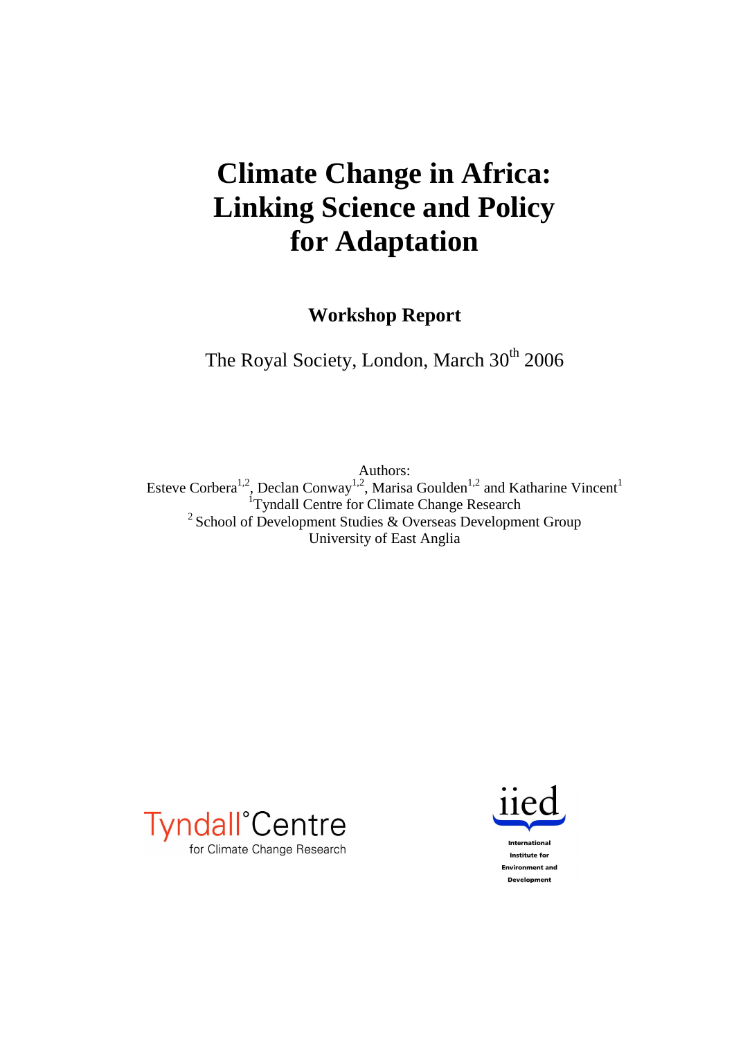# Climate Change in Africa: Linking Science and Policy for Adaptation

## Workshop Report

The Royal Society, London, March 30th 2006

Authors:

Esteve Corbera[1,2], Declan Conway[1,2], Marisa Goulden[1,2] and Katharine Vincent[1]

[1]Tyndall Centre for Climate Change Research

[2] School of Development Studies & Overseas Development Group

University of East Anglia

Tyndall°Centre for Climate Change Research

iied International Institute for Environment and Development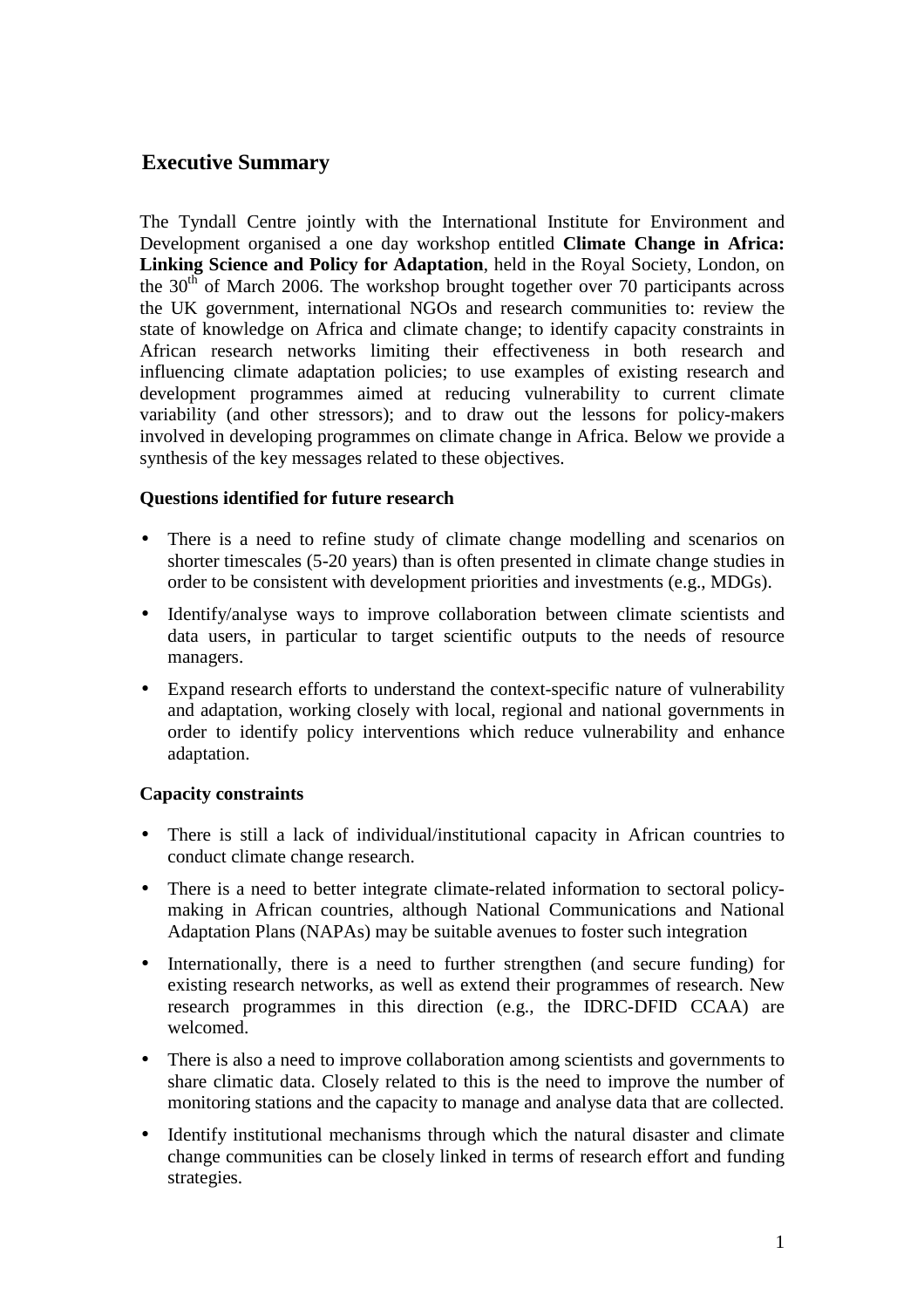## Executive Summary

The Tyndall Centre jointly with the International Institute for Environment and Development organised a one day workshop entitled **Climate Change in Africa: Linking Science and Policy for Adaptation**, held in the Royal Society, London, on the 30th of March 2006. The workshop brought together over 70 participants across the UK government, international NGOs and research communities to: review the state of knowledge on Africa and climate change; to identify capacity constraints in African research networks limiting their effectiveness in both research and influencing climate adaptation policies; to use examples of existing research and development programmes aimed at reducing vulnerability to current climate variability (and other stressors); and to draw out the lessons for policy-makers involved in developing programmes on climate change in Africa. Below we provide a synthesis of the key messages related to these objectives.

### Questions identified for future research

- There is a need to refine study of climate change modelling and scenarios on shorter timescales (5-20 years) than is often presented in climate change studies in order to be consistent with development priorities and investments (e.g., MDGs).
- Identify/analyse ways to improve collaboration between climate scientists and data users, in particular to target scientific outputs to the needs of resource managers.
- Expand research efforts to understand the context-specific nature of vulnerability and adaptation, working closely with local, regional and national governments in order to identify policy interventions which reduce vulnerability and enhance adaptation.

### Capacity constraints

- There is still a lack of individual/institutional capacity in African countries to conduct climate change research.
- There is a need to better integrate climate-related information to sectoral policy-making in African countries, although National Communications and National Adaptation Plans (NAPAs) may be suitable avenues to foster such integration
- Internationally, there is a need to further strengthen (and secure funding) for existing research networks, as well as extend their programmes of research. New research programmes in this direction (e.g., the IDRC-DFID CCAA) are welcomed.
- There is also a need to improve collaboration among scientists and governments to share climatic data. Closely related to this is the need to improve the number of monitoring stations and the capacity to manage and analyse data that are collected.
- Identify institutional mechanisms through which the natural disaster and climate change communities can be closely linked in terms of research effort and funding strategies.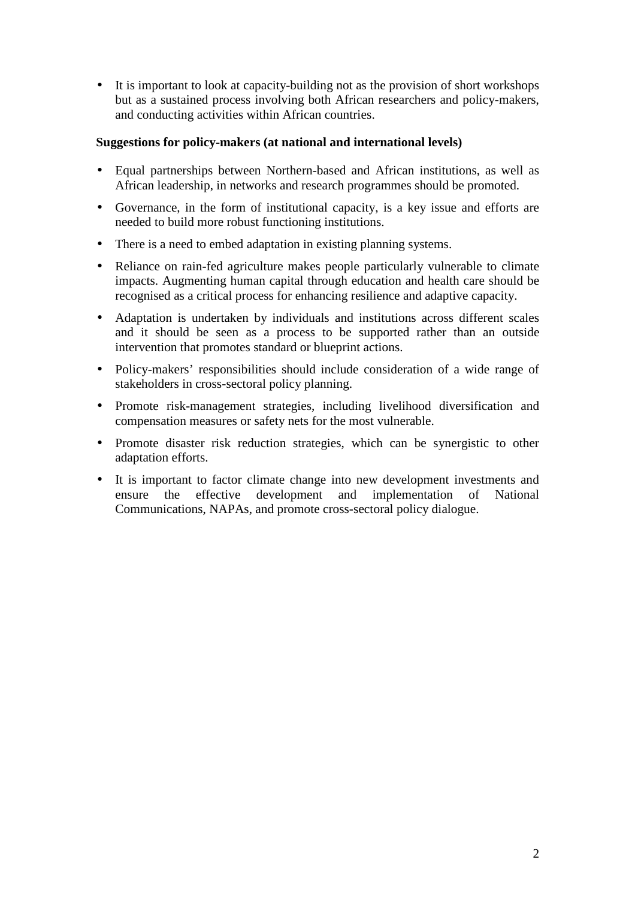- It is important to look at capacity-building not as the provision of short workshops but as a sustained process involving both African researchers and policy-makers, and conducting activities within African countries.

**Suggestions for policy-makers (at national and international levels)**

- Equal partnerships between Northern-based and African institutions, as well as African leadership, in networks and research programmes should be promoted.
- Governance, in the form of institutional capacity, is a key issue and efforts are needed to build more robust functioning institutions.
- There is a need to embed adaptation in existing planning systems.
- Reliance on rain-fed agriculture makes people particularly vulnerable to climate impacts. Augmenting human capital through education and health care should be recognised as a critical process for enhancing resilience and adaptive capacity.
- Adaptation is undertaken by individuals and institutions across different scales and it should be seen as a process to be supported rather than an outside intervention that promotes standard or blueprint actions.
- Policy-makers' responsibilities should include consideration of a wide range of stakeholders in cross-sectoral policy planning.
- Promote risk-management strategies, including livelihood diversification and compensation measures or safety nets for the most vulnerable.
- Promote disaster risk reduction strategies, which can be synergistic to other adaptation efforts.
- It is important to factor climate change into new development investments and ensure the effective development and implementation of National Communications, NAPAs, and promote cross-sectoral policy dialogue.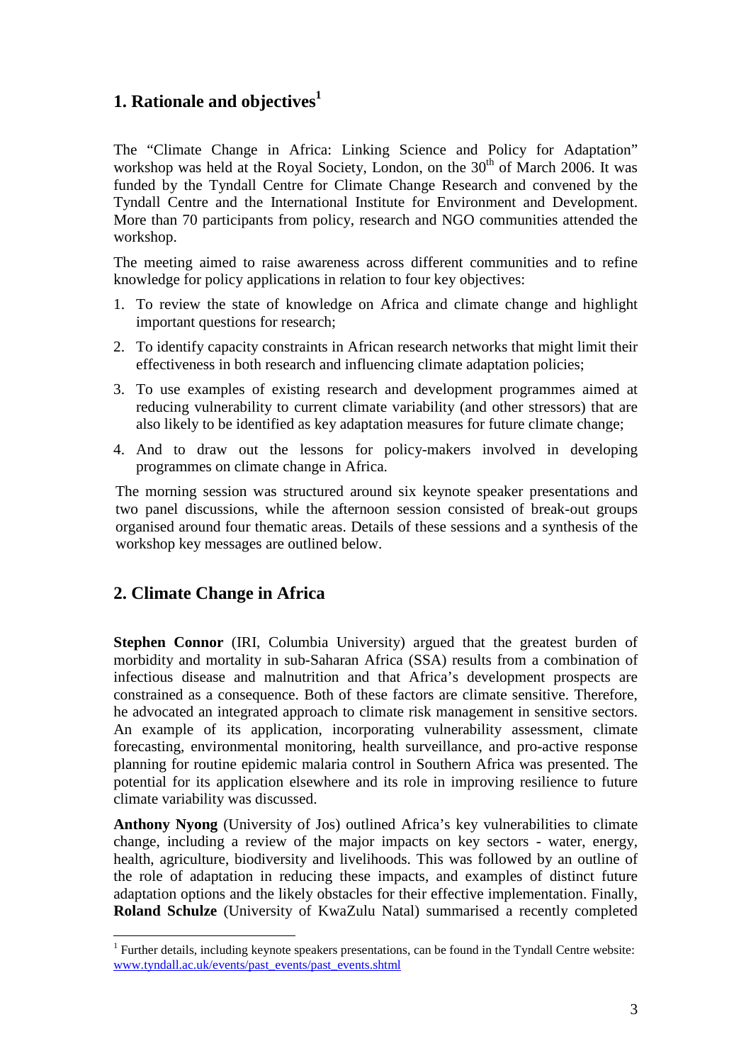## 1. Rationale and objectives[1]

The "Climate Change in Africa: Linking Science and Policy for Adaptation" workshop was held at the Royal Society, London, on the 30th of March 2006. It was funded by the Tyndall Centre for Climate Change Research and convened by the Tyndall Centre and the International Institute for Environment and Development. More than 70 participants from policy, research and NGO communities attended the workshop.

The meeting aimed to raise awareness across different communities and to refine knowledge for policy applications in relation to four key objectives:

1. To review the state of knowledge on Africa and climate change and highlight important questions for research;
2. To identify capacity constraints in African research networks that might limit their effectiveness in both research and influencing climate adaptation policies;
3. To use examples of existing research and development programmes aimed at reducing vulnerability to current climate variability (and other stressors) that are also likely to be identified as key adaptation measures for future climate change;
4. And to draw out the lessons for policy-makers involved in developing programmes on climate change in Africa.

The morning session was structured around six keynote speaker presentations and two panel discussions, while the afternoon session consisted of break-out groups organised around four thematic areas. Details of these sessions and a synthesis of the workshop key messages are outlined below.

## 2. Climate Change in Africa

**Stephen Connor** (IRI, Columbia University) argued that the greatest burden of morbidity and mortality in sub-Saharan Africa (SSA) results from a combination of infectious disease and malnutrition and that Africa's development prospects are constrained as a consequence. Both of these factors are climate sensitive. Therefore, he advocated an integrated approach to climate risk management in sensitive sectors. An example of its application, incorporating vulnerability assessment, climate forecasting, environmental monitoring, health surveillance, and pro-active response planning for routine epidemic malaria control in Southern Africa was presented. The potential for its application elsewhere and its role in improving resilience to future climate variability was discussed.

**Anthony Nyong** (University of Jos) outlined Africa's key vulnerabilities to climate change, including a review of the major impacts on key sectors - water, energy, health, agriculture, biodiversity and livelihoods. This was followed by an outline of the role of adaptation in reducing these impacts, and examples of distinct future adaptation options and the likely obstacles for their effective implementation. Finally, **Roland Schulze** (University of KwaZulu Natal) summarised a recently completed

[1] Further details, including keynote speakers presentations, can be found in the Tyndall Centre website: www.tyndall.ac.uk/events/past_events/past_events.shtml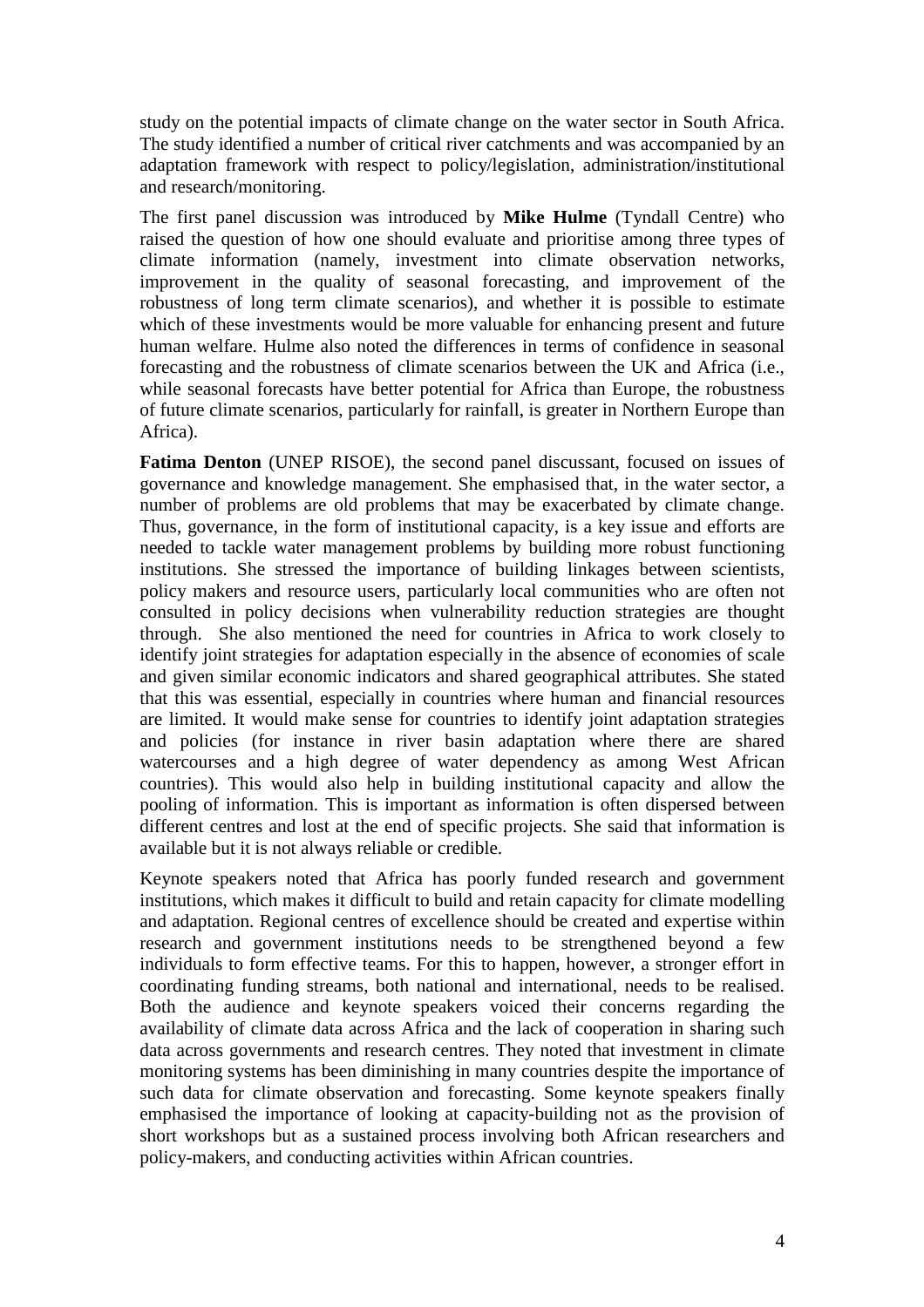study on the potential impacts of climate change on the water sector in South Africa. The study identified a number of critical river catchments and was accompanied by an adaptation framework with respect to policy/legislation, administration/institutional and research/monitoring.

The first panel discussion was introduced by **Mike Hulme** (Tyndall Centre) who raised the question of how one should evaluate and prioritise among three types of climate information (namely, investment into climate observation networks, improvement in the quality of seasonal forecasting, and improvement of the robustness of long term climate scenarios), and whether it is possible to estimate which of these investments would be more valuable for enhancing present and future human welfare. Hulme also noted the differences in terms of confidence in seasonal forecasting and the robustness of climate scenarios between the UK and Africa (i.e., while seasonal forecasts have better potential for Africa than Europe, the robustness of future climate scenarios, particularly for rainfall, is greater in Northern Europe than Africa).

**Fatima Denton** (UNEP RISOE), the second panel discussant, focused on issues of governance and knowledge management. She emphasised that, in the water sector, a number of problems are old problems that may be exacerbated by climate change. Thus, governance, in the form of institutional capacity, is a key issue and efforts are needed to tackle water management problems by building more robust functioning institutions. She stressed the importance of building linkages between scientists, policy makers and resource users, particularly local communities who are often not consulted in policy decisions when vulnerability reduction strategies are thought through. She also mentioned the need for countries in Africa to work closely to identify joint strategies for adaptation especially in the absence of economies of scale and given similar economic indicators and shared geographical attributes. She stated that this was essential, especially in countries where human and financial resources are limited. It would make sense for countries to identify joint adaptation strategies and policies (for instance in river basin adaptation where there are shared watercourses and a high degree of water dependency as among West African countries). This would also help in building institutional capacity and allow the pooling of information. This is important as information is often dispersed between different centres and lost at the end of specific projects. She said that information is available but it is not always reliable or credible.

Keynote speakers noted that Africa has poorly funded research and government institutions, which makes it difficult to build and retain capacity for climate modelling and adaptation. Regional centres of excellence should be created and expertise within research and government institutions needs to be strengthened beyond a few individuals to form effective teams. For this to happen, however, a stronger effort in coordinating funding streams, both national and international, needs to be realised. Both the audience and keynote speakers voiced their concerns regarding the availability of climate data across Africa and the lack of cooperation in sharing such data across governments and research centres. They noted that investment in climate monitoring systems has been diminishing in many countries despite the importance of such data for climate observation and forecasting. Some keynote speakers finally emphasised the importance of looking at capacity-building not as the provision of short workshops but as a sustained process involving both African researchers and policy-makers, and conducting activities within African countries.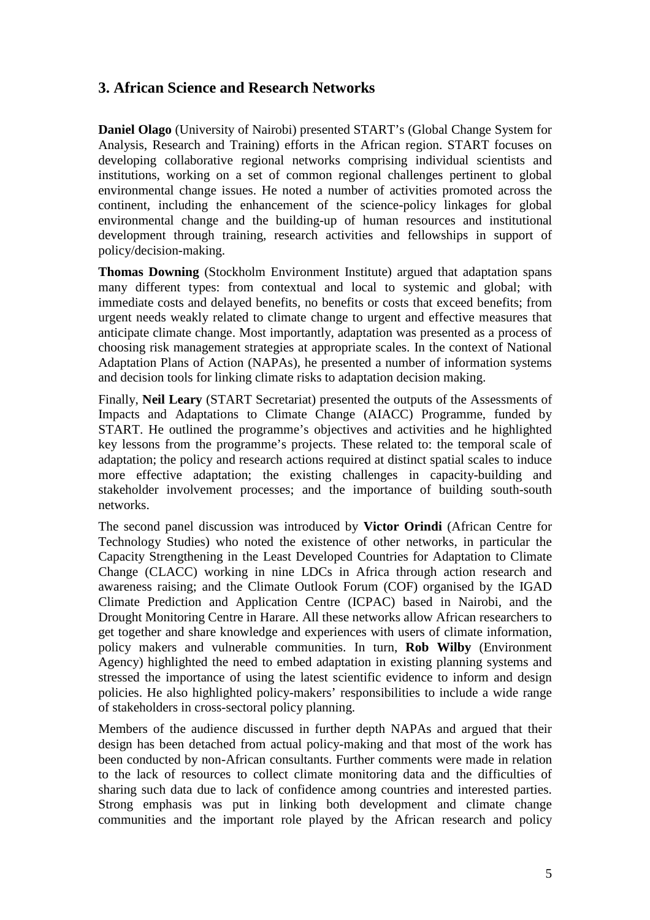## 3. African Science and Research Networks

**Daniel Olago** (University of Nairobi) presented START's (Global Change System for Analysis, Research and Training) efforts in the African region. START focuses on developing collaborative regional networks comprising individual scientists and institutions, working on a set of common regional challenges pertinent to global environmental change issues. He noted a number of activities promoted across the continent, including the enhancement of the science-policy linkages for global environmental change and the building-up of human resources and institutional development through training, research activities and fellowships in support of policy/decision-making.

**Thomas Downing** (Stockholm Environment Institute) argued that adaptation spans many different types: from contextual and local to systemic and global; with immediate costs and delayed benefits, no benefits or costs that exceed benefits; from urgent needs weakly related to climate change to urgent and effective measures that anticipate climate change. Most importantly, adaptation was presented as a process of choosing risk management strategies at appropriate scales. In the context of National Adaptation Plans of Action (NAPAs), he presented a number of information systems and decision tools for linking climate risks to adaptation decision making.

Finally, **Neil Leary** (START Secretariat) presented the outputs of the Assessments of Impacts and Adaptations to Climate Change (AIACC) Programme, funded by START. He outlined the programme's objectives and activities and he highlighted key lessons from the programme's projects. These related to: the temporal scale of adaptation; the policy and research actions required at distinct spatial scales to induce more effective adaptation; the existing challenges in capacity-building and stakeholder involvement processes; and the importance of building south-south networks.

The second panel discussion was introduced by **Victor Orindi** (African Centre for Technology Studies) who noted the existence of other networks, in particular the Capacity Strengthening in the Least Developed Countries for Adaptation to Climate Change (CLACC) working in nine LDCs in Africa through action research and awareness raising; and the Climate Outlook Forum (COF) organised by the IGAD Climate Prediction and Application Centre (ICPAC) based in Nairobi, and the Drought Monitoring Centre in Harare. All these networks allow African researchers to get together and share knowledge and experiences with users of climate information, policy makers and vulnerable communities. In turn, **Rob Wilby** (Environment Agency) highlighted the need to embed adaptation in existing planning systems and stressed the importance of using the latest scientific evidence to inform and design policies. He also highlighted policy-makers' responsibilities to include a wide range of stakeholders in cross-sectoral policy planning.

Members of the audience discussed in further depth NAPAs and argued that their design has been detached from actual policy-making and that most of the work has been conducted by non-African consultants. Further comments were made in relation to the lack of resources to collect climate monitoring data and the difficulties of sharing such data due to lack of confidence among countries and interested parties. Strong emphasis was put in linking both development and climate change communities and the important role played by the African research and policy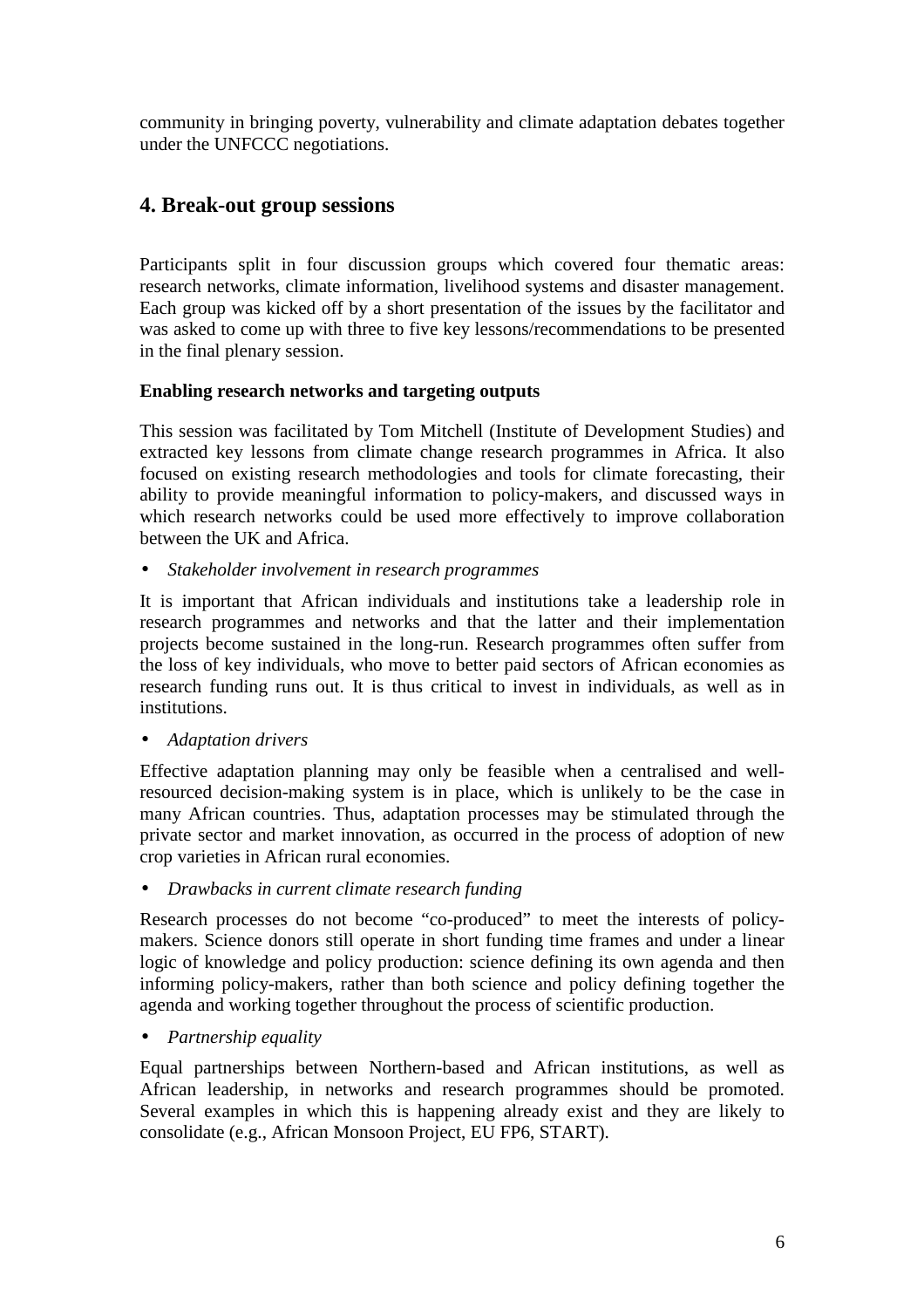community in bringing poverty, vulnerability and climate adaptation debates together under the UNFCCC negotiations.

## 4. Break-out group sessions

Participants split in four discussion groups which covered four thematic areas: research networks, climate information, livelihood systems and disaster management. Each group was kicked off by a short presentation of the issues by the facilitator and was asked to come up with three to five key lessons/recommendations to be presented in the final plenary session.

**Enabling research networks and targeting outputs**

This session was facilitated by Tom Mitchell (Institute of Development Studies) and extracted key lessons from climate change research programmes in Africa. It also focused on existing research methodologies and tools for climate forecasting, their ability to provide meaningful information to policy-makers, and discussed ways in which research networks could be used more effectively to improve collaboration between the UK and Africa.

- *Stakeholder involvement in research programmes*

It is important that African individuals and institutions take a leadership role in research programmes and networks and that the latter and their implementation projects become sustained in the long-run. Research programmes often suffer from the loss of key individuals, who move to better paid sectors of African economies as research funding runs out. It is thus critical to invest in individuals, as well as in institutions.

- *Adaptation drivers*

Effective adaptation planning may only be feasible when a centralised and well-resourced decision-making system is in place, which is unlikely to be the case in many African countries. Thus, adaptation processes may be stimulated through the private sector and market innovation, as occurred in the process of adoption of new crop varieties in African rural economies.

- *Drawbacks in current climate research funding*

Research processes do not become "co-produced" to meet the interests of policy-makers. Science donors still operate in short funding time frames and under a linear logic of knowledge and policy production: science defining its own agenda and then informing policy-makers, rather than both science and policy defining together the agenda and working together throughout the process of scientific production.

- *Partnership equality*

Equal partnerships between Northern-based and African institutions, as well as African leadership, in networks and research programmes should be promoted. Several examples in which this is happening already exist and they are likely to consolidate (e.g., African Monsoon Project, EU FP6, START).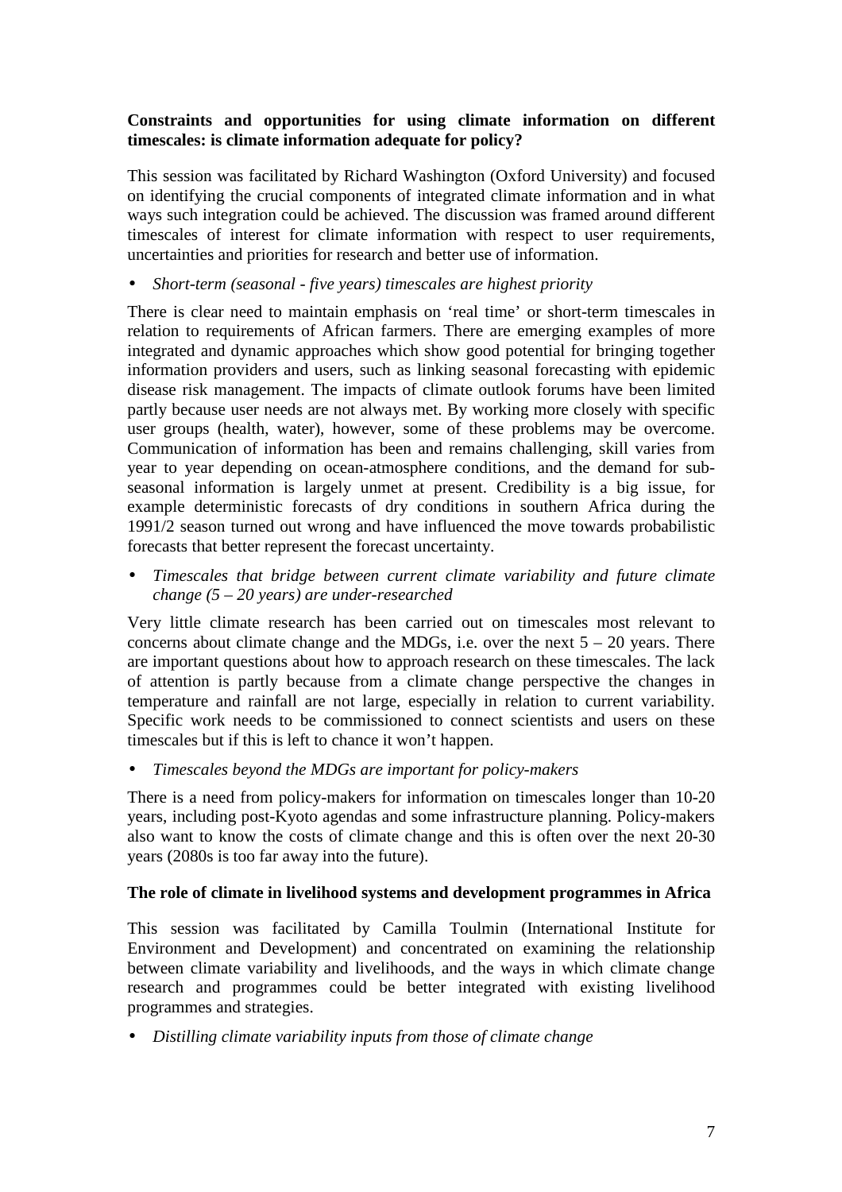**Constraints and opportunities for using climate information on different timescales: is climate information adequate for policy?**

This session was facilitated by Richard Washington (Oxford University) and focused on identifying the crucial components of integrated climate information and in what ways such integration could be achieved. The discussion was framed around different timescales of interest for climate information with respect to user requirements, uncertainties and priorities for research and better use of information.

- *Short-term (seasonal - five years) timescales are highest priority*

There is clear need to maintain emphasis on 'real time' or short-term timescales in relation to requirements of African farmers. There are emerging examples of more integrated and dynamic approaches which show good potential for bringing together information providers and users, such as linking seasonal forecasting with epidemic disease risk management. The impacts of climate outlook forums have been limited partly because user needs are not always met. By working more closely with specific user groups (health, water), however, some of these problems may be overcome. Communication of information has been and remains challenging, skill varies from year to year depending on ocean-atmosphere conditions, and the demand for sub-seasonal information is largely unmet at present. Credibility is a big issue, for example deterministic forecasts of dry conditions in southern Africa during the 1991/2 season turned out wrong and have influenced the move towards probabilistic forecasts that better represent the forecast uncertainty.

- *Timescales that bridge between current climate variability and future climate change (5 – 20 years) are under-researched*

Very little climate research has been carried out on timescales most relevant to concerns about climate change and the MDGs, i.e. over the next 5 – 20 years. There are important questions about how to approach research on these timescales. The lack of attention is partly because from a climate change perspective the changes in temperature and rainfall are not large, especially in relation to current variability. Specific work needs to be commissioned to connect scientists and users on these timescales but if this is left to chance it won't happen.

- *Timescales beyond the MDGs are important for policy-makers*

There is a need from policy-makers for information on timescales longer than 10-20 years, including post-Kyoto agendas and some infrastructure planning. Policy-makers also want to know the costs of climate change and this is often over the next 20-30 years (2080s is too far away into the future).

**The role of climate in livelihood systems and development programmes in Africa**

This session was facilitated by Camilla Toulmin (International Institute for Environment and Development) and concentrated on examining the relationship between climate variability and livelihoods, and the ways in which climate change research and programmes could be better integrated with existing livelihood programmes and strategies.

- *Distilling climate variability inputs from those of climate change*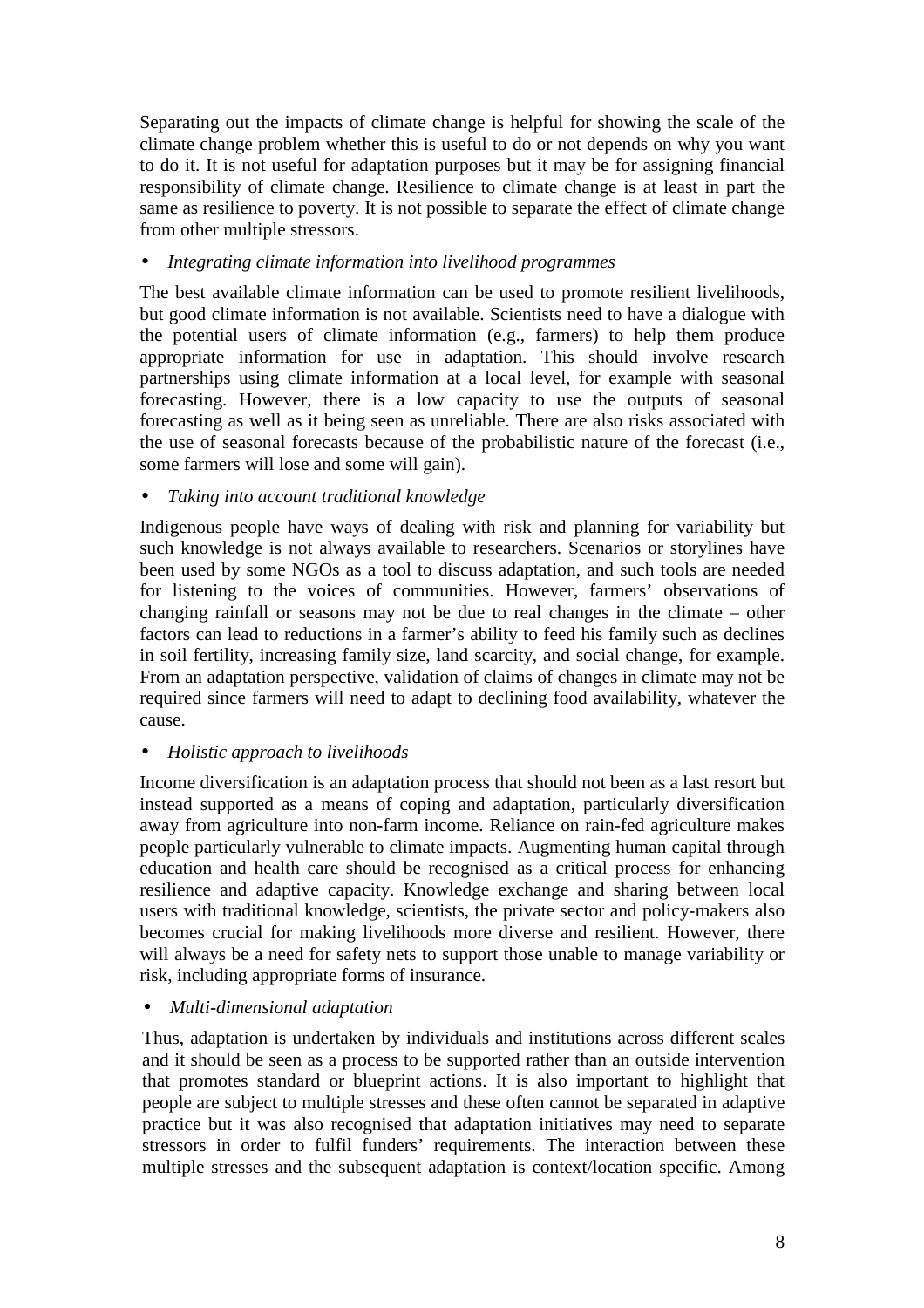Separating out the impacts of climate change is helpful for showing the scale of the climate change problem whether this is useful to do or not depends on why you want to do it. It is not useful for adaptation purposes but it may be for assigning financial responsibility of climate change. Resilience to climate change is at least in part the same as resilience to poverty. It is not possible to separate the effect of climate change from other multiple stressors.

- *Integrating climate information into livelihood programmes*

The best available climate information can be used to promote resilient livelihoods, but good climate information is not available. Scientists need to have a dialogue with the potential users of climate information (e.g., farmers) to help them produce appropriate information for use in adaptation. This should involve research partnerships using climate information at a local level, for example with seasonal forecasting. However, there is a low capacity to use the outputs of seasonal forecasting as well as it being seen as unreliable. There are also risks associated with the use of seasonal forecasts because of the probabilistic nature of the forecast (i.e., some farmers will lose and some will gain).

- *Taking into account traditional knowledge*

Indigenous people have ways of dealing with risk and planning for variability but such knowledge is not always available to researchers. Scenarios or storylines have been used by some NGOs as a tool to discuss adaptation, and such tools are needed for listening to the voices of communities. However, farmers' observations of changing rainfall or seasons may not be due to real changes in the climate – other factors can lead to reductions in a farmer's ability to feed his family such as declines in soil fertility, increasing family size, land scarcity, and social change, for example. From an adaptation perspective, validation of claims of changes in climate may not be required since farmers will need to adapt to declining food availability, whatever the cause.

- *Holistic approach to livelihoods*

Income diversification is an adaptation process that should not been as a last resort but instead supported as a means of coping and adaptation, particularly diversification away from agriculture into non-farm income. Reliance on rain-fed agriculture makes people particularly vulnerable to climate impacts. Augmenting human capital through education and health care should be recognised as a critical process for enhancing resilience and adaptive capacity. Knowledge exchange and sharing between local users with traditional knowledge, scientists, the private sector and policy-makers also becomes crucial for making livelihoods more diverse and resilient. However, there will always be a need for safety nets to support those unable to manage variability or risk, including appropriate forms of insurance.

- *Multi-dimensional adaptation*

Thus, adaptation is undertaken by individuals and institutions across different scales and it should be seen as a process to be supported rather than an outside intervention that promotes standard or blueprint actions. It is also important to highlight that people are subject to multiple stresses and these often cannot be separated in adaptive practice but it was also recognised that adaptation initiatives may need to separate stressors in order to fulfil funders' requirements. The interaction between these multiple stresses and the subsequent adaptation is context/location specific. Among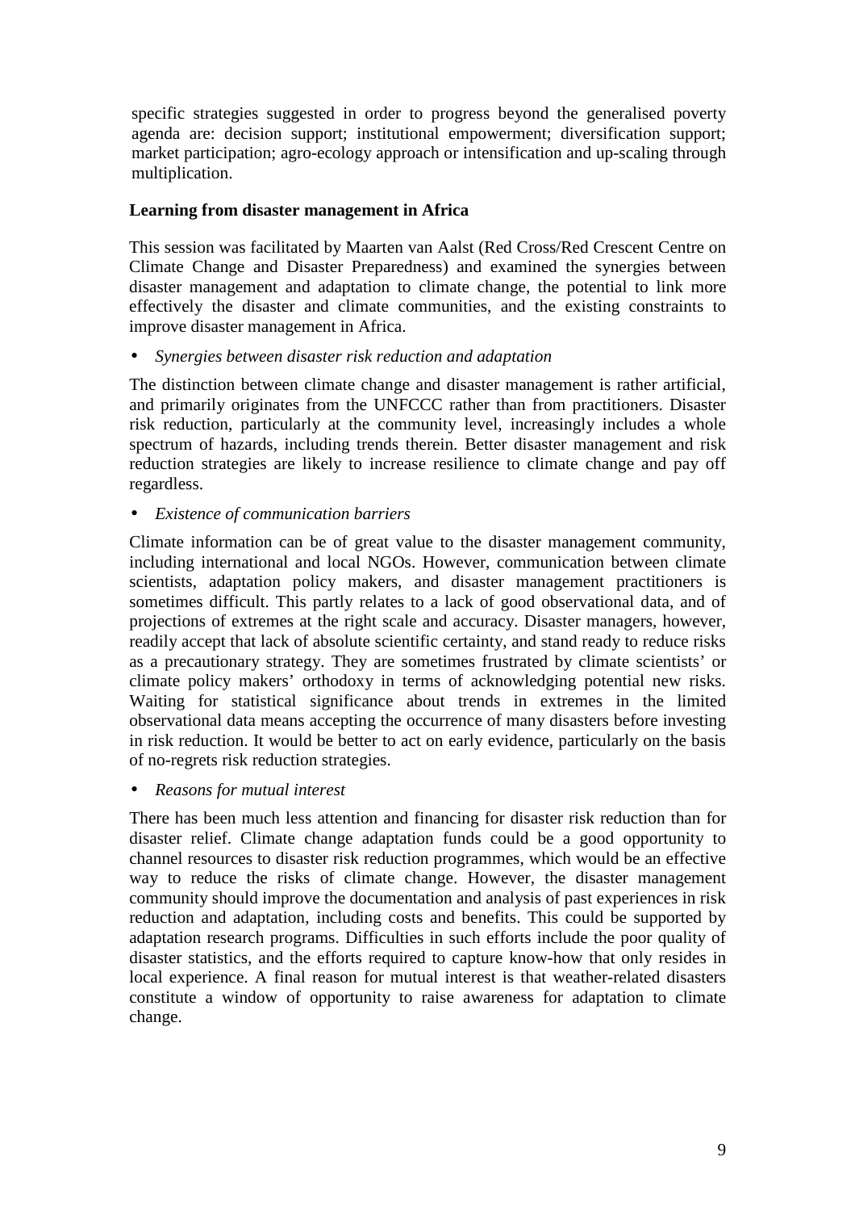specific strategies suggested in order to progress beyond the generalised poverty agenda are: decision support; institutional empowerment; diversification support; market participation; agro-ecology approach or intensification and up-scaling through multiplication.

**Learning from disaster management in Africa**

This session was facilitated by Maarten van Aalst (Red Cross/Red Crescent Centre on Climate Change and Disaster Preparedness) and examined the synergies between disaster management and adaptation to climate change, the potential to link more effectively the disaster and climate communities, and the existing constraints to improve disaster management in Africa.

- *Synergies between disaster risk reduction and adaptation*

The distinction between climate change and disaster management is rather artificial, and primarily originates from the UNFCCC rather than from practitioners. Disaster risk reduction, particularly at the community level, increasingly includes a whole spectrum of hazards, including trends therein. Better disaster management and risk reduction strategies are likely to increase resilience to climate change and pay off regardless.

- *Existence of communication barriers*

Climate information can be of great value to the disaster management community, including international and local NGOs. However, communication between climate scientists, adaptation policy makers, and disaster management practitioners is sometimes difficult. This partly relates to a lack of good observational data, and of projections of extremes at the right scale and accuracy. Disaster managers, however, readily accept that lack of absolute scientific certainty, and stand ready to reduce risks as a precautionary strategy. They are sometimes frustrated by climate scientists' or climate policy makers' orthodoxy in terms of acknowledging potential new risks. Waiting for statistical significance about trends in extremes in the limited observational data means accepting the occurrence of many disasters before investing in risk reduction. It would be better to act on early evidence, particularly on the basis of no-regrets risk reduction strategies.

- *Reasons for mutual interest*

There has been much less attention and financing for disaster risk reduction than for disaster relief. Climate change adaptation funds could be a good opportunity to channel resources to disaster risk reduction programmes, which would be an effective way to reduce the risks of climate change. However, the disaster management community should improve the documentation and analysis of past experiences in risk reduction and adaptation, including costs and benefits. This could be supported by adaptation research programs. Difficulties in such efforts include the poor quality of disaster statistics, and the efforts required to capture know-how that only resides in local experience. A final reason for mutual interest is that weather-related disasters constitute a window of opportunity to raise awareness for adaptation to climate change.